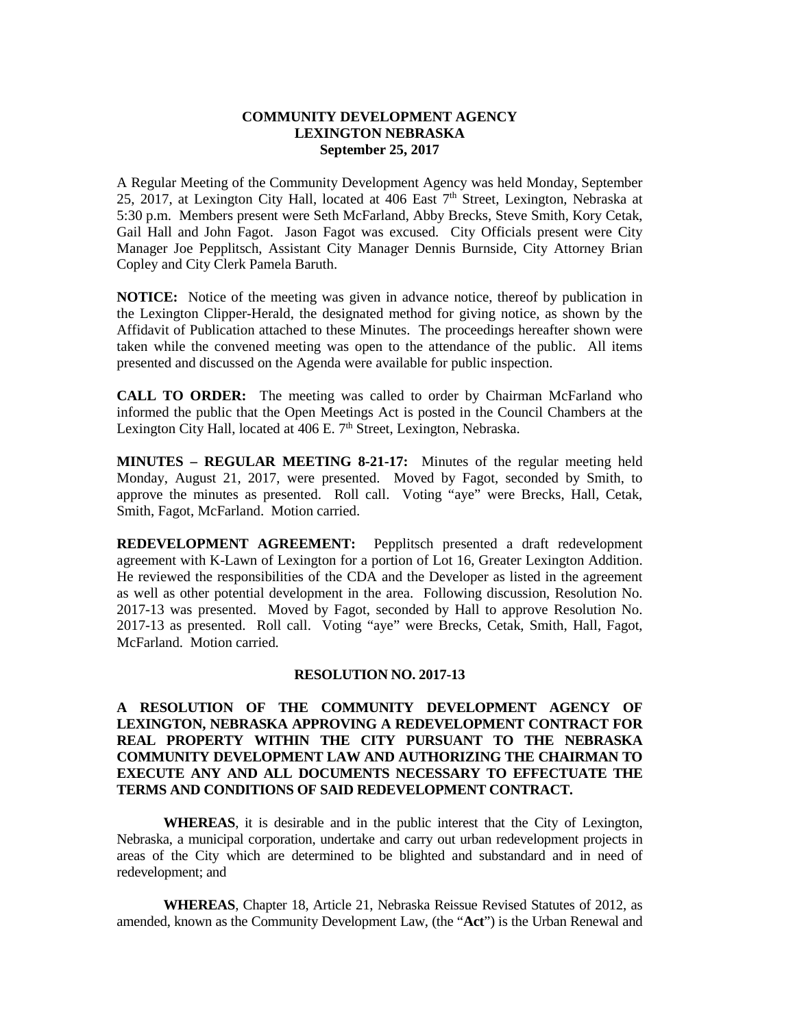**COMMUNITY DEVELOPMENT AGENCY**
**LEXINGTON NEBRASKA**
**September 25, 2017**

A Regular Meeting of the Community Development Agency was held Monday, September 25, 2017, at Lexington City Hall, located at 406 East 7th Street, Lexington, Nebraska at 5:30 p.m. Members present were Seth McFarland, Abby Brecks, Steve Smith, Kory Cetak, Gail Hall and John Fagot. Jason Fagot was excused. City Officials present were City Manager Joe Pepplitsch, Assistant City Manager Dennis Burnside, City Attorney Brian Copley and City Clerk Pamela Baruth.

**NOTICE:** Notice of the meeting was given in advance notice, thereof by publication in the Lexington Clipper-Herald, the designated method for giving notice, as shown by the Affidavit of Publication attached to these Minutes. The proceedings hereafter shown were taken while the convened meeting was open to the attendance of the public. All items presented and discussed on the Agenda were available for public inspection.

**CALL TO ORDER:** The meeting was called to order by Chairman McFarland who informed the public that the Open Meetings Act is posted in the Council Chambers at the Lexington City Hall, located at 406 E. 7th Street, Lexington, Nebraska.

**MINUTES – REGULAR MEETING 8-21-17:** Minutes of the regular meeting held Monday, August 21, 2017, were presented. Moved by Fagot, seconded by Smith, to approve the minutes as presented. Roll call. Voting "aye" were Brecks, Hall, Cetak, Smith, Fagot, McFarland. Motion carried.

**REDEVELOPMENT AGREEMENT:** Pepplitsch presented a draft redevelopment agreement with K-Lawn of Lexington for a portion of Lot 16, Greater Lexington Addition. He reviewed the responsibilities of the CDA and the Developer as listed in the agreement as well as other potential development in the area. Following discussion, Resolution No. 2017-13 was presented. Moved by Fagot, seconded by Hall to approve Resolution No. 2017-13 as presented. Roll call. Voting "aye" were Brecks, Cetak, Smith, Hall, Fagot, McFarland. Motion carried.

**RESOLUTION NO. 2017-13**

**A RESOLUTION OF THE COMMUNITY DEVELOPMENT AGENCY OF LEXINGTON, NEBRASKA APPROVING A REDEVELOPMENT CONTRACT FOR REAL PROPERTY WITHIN THE CITY PURSUANT TO THE NEBRASKA COMMUNITY DEVELOPMENT LAW AND AUTHORIZING THE CHAIRMAN TO EXECUTE ANY AND ALL DOCUMENTS NECESSARY TO EFFECTUATE THE TERMS AND CONDITIONS OF SAID REDEVELOPMENT CONTRACT.**

**WHEREAS**, it is desirable and in the public interest that the City of Lexington, Nebraska, a municipal corporation, undertake and carry out urban redevelopment projects in areas of the City which are determined to be blighted and substandard and in need of redevelopment; and

**WHEREAS**, Chapter 18, Article 21, Nebraska Reissue Revised Statutes of 2012, as amended, known as the Community Development Law, (the "**Act**") is the Urban Renewal and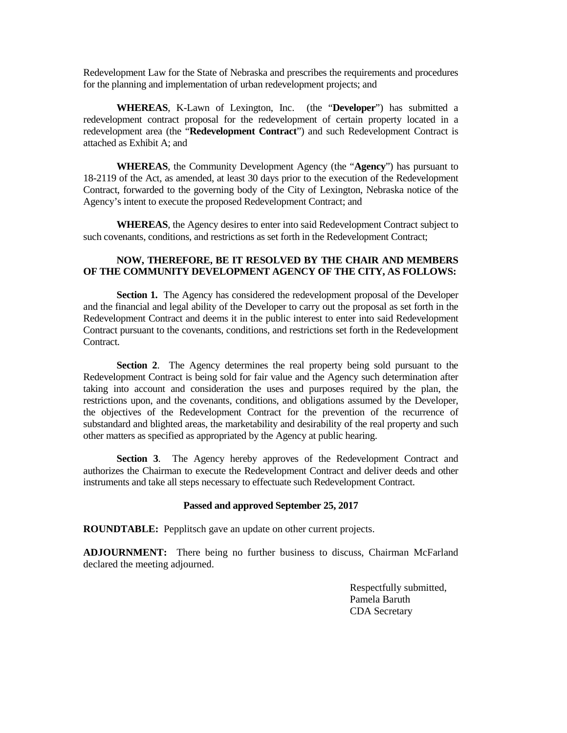Redevelopment Law for the State of Nebraska and prescribes the requirements and procedures for the planning and implementation of urban redevelopment projects; and

**WHEREAS**, K-Lawn of Lexington, Inc. (the "**Developer**") has submitted a redevelopment contract proposal for the redevelopment of certain property located in a redevelopment area (the "**Redevelopment Contract**") and such Redevelopment Contract is attached as Exhibit A; and

**WHEREAS**, the Community Development Agency (the "**Agency**") has pursuant to 18-2119 of the Act, as amended, at least 30 days prior to the execution of the Redevelopment Contract, forwarded to the governing body of the City of Lexington, Nebraska notice of the Agency's intent to execute the proposed Redevelopment Contract; and

**WHEREAS**, the Agency desires to enter into said Redevelopment Contract subject to such covenants, conditions, and restrictions as set forth in the Redevelopment Contract;

**NOW, THEREFORE, BE IT RESOLVED BY THE CHAIR AND MEMBERS OF THE COMMUNITY DEVELOPMENT AGENCY OF THE CITY, AS FOLLOWS:**

**Section 1.** The Agency has considered the redevelopment proposal of the Developer and the financial and legal ability of the Developer to carry out the proposal as set forth in the Redevelopment Contract and deems it in the public interest to enter into said Redevelopment Contract pursuant to the covenants, conditions, and restrictions set forth in the Redevelopment Contract.

**Section 2**. The Agency determines the real property being sold pursuant to the Redevelopment Contract is being sold for fair value and the Agency such determination after taking into account and consideration the uses and purposes required by the plan, the restrictions upon, and the covenants, conditions, and obligations assumed by the Developer, the objectives of the Redevelopment Contract for the prevention of the recurrence of substandard and blighted areas, the marketability and desirability of the real property and such other matters as specified as appropriated by the Agency at public hearing.

**Section 3**. The Agency hereby approves of the Redevelopment Contract and authorizes the Chairman to execute the Redevelopment Contract and deliver deeds and other instruments and take all steps necessary to effectuate such Redevelopment Contract.

**Passed and approved September 25, 2017**

**ROUNDTABLE:** Pepplitsch gave an update on other current projects.

**ADJOURNMENT:** There being no further business to discuss, Chairman McFarland declared the meeting adjourned.

Respectfully submitted,
Pamela Baruth
CDA Secretary